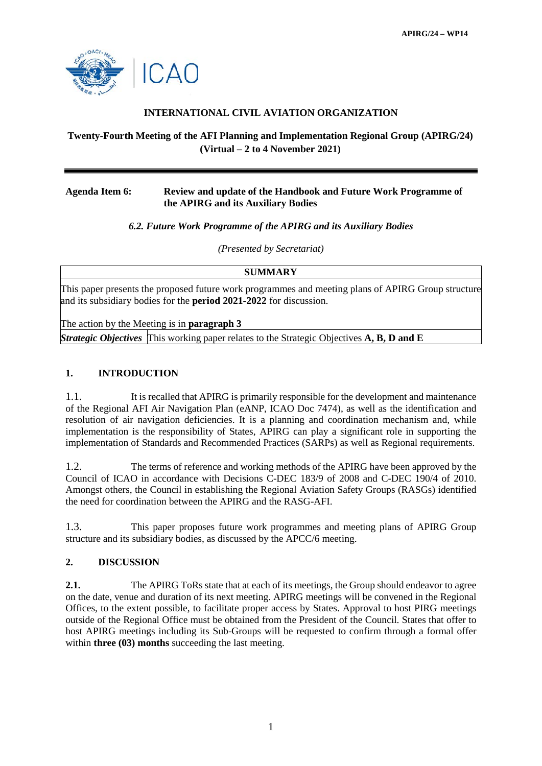APIRG/24 – WP14

**INTERNATIONAL CIVIL AVIATION ORGANIZATION**

**Twenty-Fourth Meeting of the AFI Planning and Implementation Regional Group (APIRG/24) (Virtual – 2 to 4 November 2021)**

---

**Agenda Item 6: Review and update of the Handbook and Future Work Programme of the APIRG and its Auxiliary Bodies**

***6.2. Future Work Programme of the APIRG and its Auxiliary Bodies***

*(Presented by Secretariat)*

| **SUMMARY** | |
|---|---|
| This paper presents the proposed future work programmes and meeting plans of APIRG Group structure and its subsidiary bodies for the **period 2021-2022** for discussion.<br><br>The action by the Meeting is in **paragraph 3** | |
| ***Strategic Objectives*** | This working paper relates to the Strategic Objectives **A, B, D and E** |

## 1. INTRODUCTION

1.1. It is recalled that APIRG is primarily responsible for the development and maintenance of the Regional AFI Air Navigation Plan (eANP, ICAO Doc 7474), as well as the identification and resolution of air navigation deficiencies. It is a planning and coordination mechanism and, while implementation is the responsibility of States, APIRG can play a significant role in supporting the implementation of Standards and Recommended Practices (SARPs) as well as Regional requirements.

1.2. The terms of reference and working methods of the APIRG have been approved by the Council of ICAO in accordance with Decisions C-DEC 183/9 of 2008 and C-DEC 190/4 of 2010. Amongst others, the Council in establishing the Regional Aviation Safety Groups (RASGs) identified the need for coordination between the APIRG and the RASG-AFI.

1.3. This paper proposes future work programmes and meeting plans of APIRG Group structure and its subsidiary bodies, as discussed by the APCC/6 meeting.

## 2. DISCUSSION

**2.1.** The APIRG ToRs state that at each of its meetings, the Group should endeavor to agree on the date, venue and duration of its next meeting. APIRG meetings will be convened in the Regional Offices, to the extent possible, to facilitate proper access by States. Approval to host PIRG meetings outside of the Regional Office must be obtained from the President of the Council. States that offer to host APIRG meetings including its Sub-Groups will be requested to confirm through a formal offer within **three (03) months** succeeding the last meeting.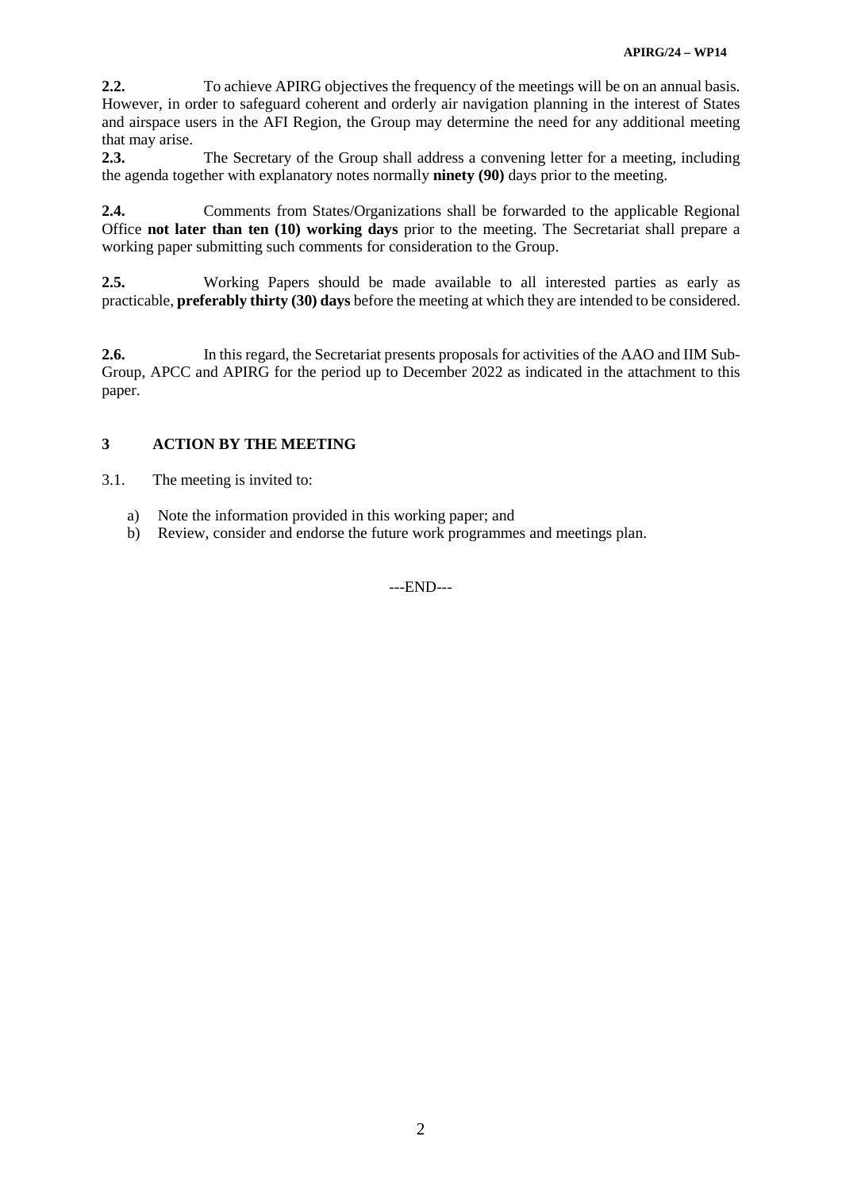**2.2.** To achieve APIRG objectives the frequency of the meetings will be on an annual basis. However, in order to safeguard coherent and orderly air navigation planning in the interest of States and airspace users in the AFI Region, the Group may determine the need for any additional meeting that may arise.

**2.3.** The Secretary of the Group shall address a convening letter for a meeting, including the agenda together with explanatory notes normally **ninety (90)** days prior to the meeting.

**2.4.** Comments from States/Organizations shall be forwarded to the applicable Regional Office **not later than ten (10) working days** prior to the meeting. The Secretariat shall prepare a working paper submitting such comments for consideration to the Group.

**2.5.** Working Papers should be made available to all interested parties as early as practicable, **preferably thirty (30) days** before the meeting at which they are intended to be considered.

**2.6.** In this regard, the Secretariat presents proposals for activities of the AAO and IIM Sub-Group, APCC and APIRG for the period up to December 2022 as indicated in the attachment to this paper.

## 3 ACTION BY THE MEETING

3.1. The meeting is invited to:

a) Note the information provided in this working paper; and
b) Review, consider and endorse the future work programmes and meetings plan.

---END---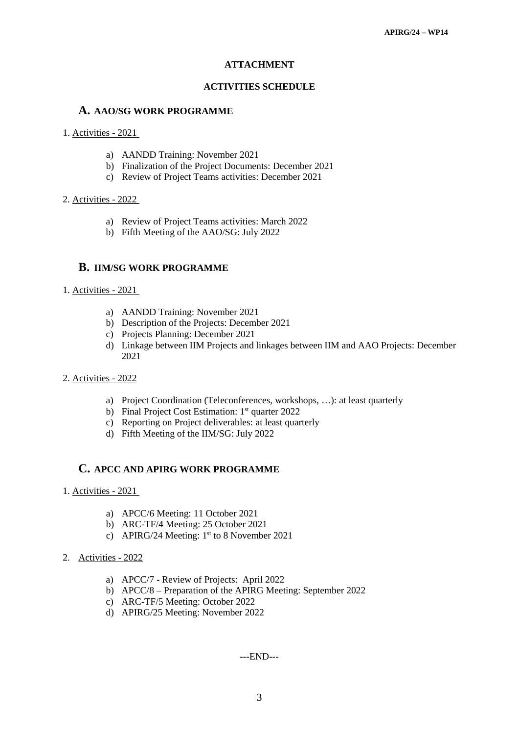**ATTACHMENT**

**ACTIVITIES SCHEDULE**

## A. AAO/SG WORK PROGRAMME

1. Activities - 2021

   a) AANDD Training: November 2021
   b) Finalization of the Project Documents: December 2021
   c) Review of Project Teams activities: December 2021

2. Activities - 2022

   a) Review of Project Teams activities: March 2022
   b) Fifth Meeting of the AAO/SG: July 2022

## B. IIM/SG WORK PROGRAMME

1. Activities - 2021

   a) AANDD Training: November 2021
   b) Description of the Projects: December 2021
   c) Projects Planning: December 2021
   d) Linkage between IIM Projects and linkages between IIM and AAO Projects: December 2021

2. Activities - 2022

   a) Project Coordination (Teleconferences, workshops, …): at least quarterly
   b) Final Project Cost Estimation: 1st quarter 2022
   c) Reporting on Project deliverables: at least quarterly
   d) Fifth Meeting of the IIM/SG: July 2022

## C. APCC AND APIRG WORK PROGRAMME

1. Activities - 2021

   a) APCC/6 Meeting: 11 October 2021
   b) ARC-TF/4 Meeting: 25 October 2021
   c) APIRG/24 Meeting: 1st to 8 November 2021

2. Activities - 2022

   a) APCC/7 - Review of Projects: April 2022
   b) APCC/8 – Preparation of the APIRG Meeting: September 2022
   c) ARC-TF/5 Meeting: October 2022
   d) APIRG/25 Meeting: November 2022

---END---